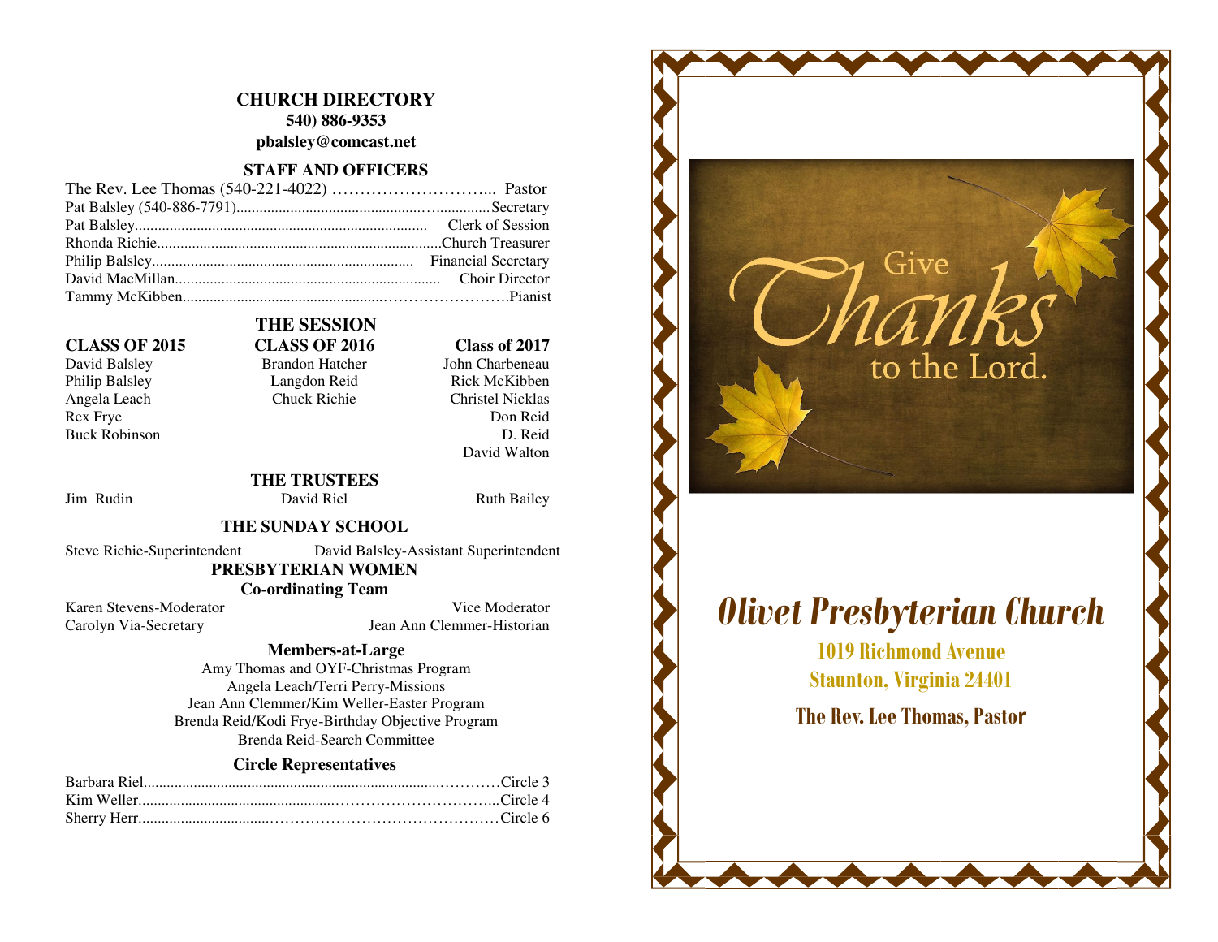## CHURCH DIRECTORY

**540) 886-9353**

**pbalsley@comcast.net**

### STAFF AND OFFICERS

The Rev. Lee Thomas (540-221-4022) ……………………….. Pastor
Pat Balsley (540-886-7791)……………………………………Secretary
Pat Balsley……………………………………………… Clerk of Session
Rhonda Richie……………………………………………Church Treasurer
Philip Balsley…………………………………………… Financial Secretary
David MacMillan………………………………………… Choir Director
Tammy McKibben………………………………………………….Pianist

### THE SESSION

| CLASS OF 2015 | CLASS OF 2016 | Class of 2017 |
|---|---|---|
| David Balsley | Brandon Hatcher | John Charbeneau |
| Philip Balsley | Langdon Reid | Rick McKibben |
| Angela Leach | Chuck Richie | Christel Nicklas |
| Rex Frye | | Don Reid |
| Buck Robinson | | D. Reid |
| | | David Walton |

### THE TRUSTEES

Jim Rudin    David Riel    Ruth Bailey

### THE SUNDAY SCHOOL

Steve Richie-Superintendent    David Balsley-Assistant Superintendent

### PRESBYTERIAN WOMEN

**Co-ordinating Team**

Karen Stevens-Moderator    Vice Moderator
Carolyn Via-Secretary    Jean Ann Clemmer-Historian

**Members-at-Large**

Amy Thomas and OYF-Christmas Program
Angela Leach/Terri Perry-Missions
Jean Ann Clemmer/Kim Weller-Easter Program
Brenda Reid/Kodi Frye-Birthday Objective Program
Brenda Reid-Search Committee

**Circle Representatives**

Barbara Riel……………………………………………Circle 3
Kim Weller……………………………………………...Circle 4
Sherry Herr……………………………………………Circle 6

Give Thanks to the Lord.

# *Olivet Presbyterian Church*

**1019 Richmond Avenue**
**Staunton, Virginia 24401**

**The Rev. Lee Thomas, Pastor**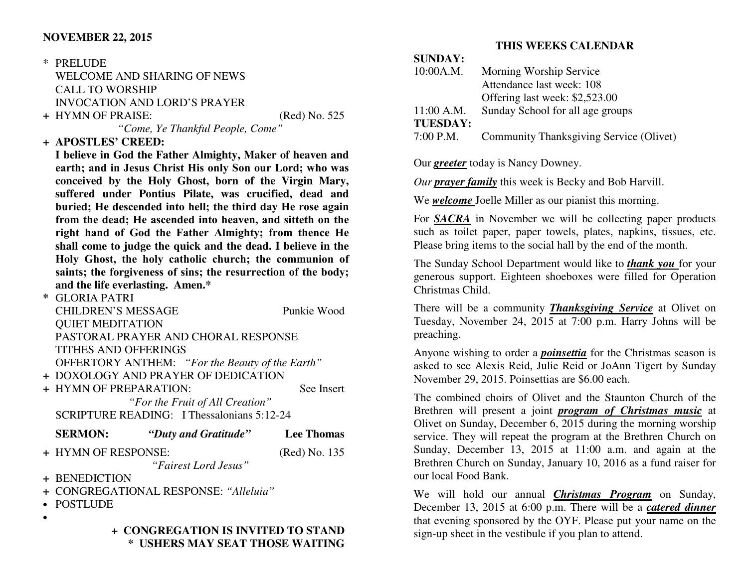**NOVEMBER 22, 2015**

\* PRELUDE
WELCOME AND SHARING OF NEWS
CALL TO WORSHIP
INVOCATION AND LORD'S PRAYER

\+ HYMN OF PRAISE: (Red) No. 525
*"Come, Ye Thankful People, Come"*

\+ **APOSTLES' CREED:**
**I believe in God the Father Almighty, Maker of heaven and earth; and in Jesus Christ His only Son our Lord; who was conceived by the Holy Ghost, born of the Virgin Mary, suffered under Pontius Pilate, was crucified, dead and buried; He descended into hell; the third day He rose again from the dead; He ascended into heaven, and sitteth on the right hand of God the Father Almighty; from thence He shall come to judge the quick and the dead. I believe in the Holy Ghost, the holy catholic church; the communion of saints; the forgiveness of sins; the resurrection of the body; and the life everlasting. Amen.\***

\* GLORIA PATRI
CHILDREN'S MESSAGE Punkie Wood
QUIET MEDITATION
PASTORAL PRAYER AND CHORAL RESPONSE
TITHES AND OFFERINGS
OFFERTORY ANTHEM: *"For the Beauty of the Earth"*

\+ DOXOLOGY AND PRAYER OF DEDICATION

\+ HYMN OF PREPARATION: See Insert
*"For the Fruit of All Creation"*
SCRIPTURE READING: I Thessalonians 5:12-24

**SERMON:** ***"Duty and Gratitude"*** **Lee Thomas**

\+ HYMN OF RESPONSE: (Red) No. 135
*"Fairest Lord Jesus"*

\+ BENEDICTION

\+ CONGREGATIONAL RESPONSE: *"Alleluia"*

- POSTLUDE

**+ CONGREGATION IS INVITED TO STAND**
**\* USHERS MAY SEAT THOSE WAITING**

## THIS WEEKS CALENDAR

**SUNDAY:**

| | |
|---|---|
| 10:00A.M. | Morning Worship Service<br>Attendance last week: 108<br>Offering last week: $2,523.00 |
| 11:00 A.M. | Sunday School for all age groups |

**TUESDAY:**

| | |
|---|---|
| 7:00 P.M. | Community Thanksgiving Service (Olivet) |

Our ***greeter*** today is Nancy Downey.

*Our* ***prayer family*** this week is Becky and Bob Harvill.

We ***welcome*** Joelle Miller as our pianist this morning.

For ***SACRA*** in November we will be collecting paper products such as toilet paper, paper towels, plates, napkins, tissues, etc. Please bring items to the social hall by the end of the month.

The Sunday School Department would like to ***thank you*** for your generous support. Eighteen shoeboxes were filled for Operation Christmas Child.

There will be a community ***Thanksgiving Service*** at Olivet on Tuesday, November 24, 2015 at 7:00 p.m. Harry Johns will be preaching.

Anyone wishing to order a ***poinsettia*** for the Christmas season is asked to see Alexis Reid, Julie Reid or JoAnn Tigert by Sunday November 29, 2015. Poinsettias are $6.00 each.

The combined choirs of Olivet and the Staunton Church of the Brethren will present a joint ***program of Christmas music*** at Olivet on Sunday, December 6, 2015 during the morning worship service. They will repeat the program at the Brethren Church on Sunday, December 13, 2015 at 11:00 a.m. and again at the Brethren Church on Sunday, January 10, 2016 as a fund raiser for our local Food Bank.

We will hold our annual ***Christmas Program*** on Sunday, December 13, 2015 at 6:00 p.m. There will be a ***catered dinner*** that evening sponsored by the OYF. Please put your name on the sign-up sheet in the vestibule if you plan to attend.